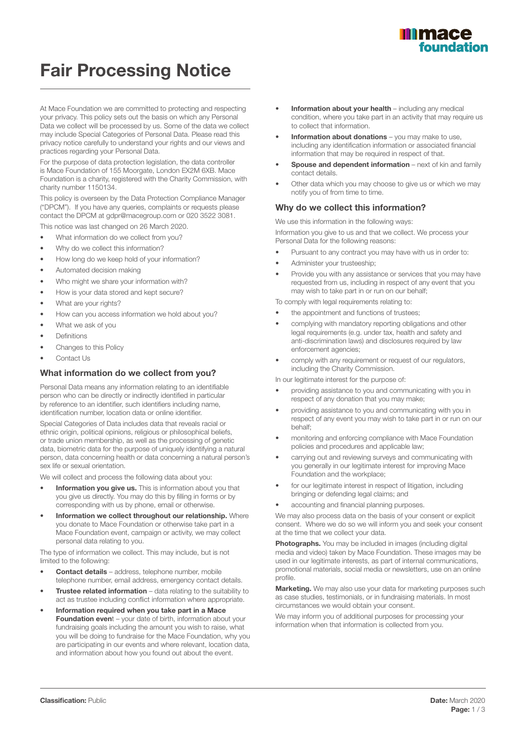# Fair Processing Notice

At Mace Foundation we are committed to protecting and respecting your privacy. This policy sets out the basis on which any Personal Data we collect will be processed by us. Some of the data we collect may include Special Categories of Personal Data. Please read this privacy notice carefully to understand your rights and our views and practices regarding your Personal Data.

For the purpose of data protection legislation, the data controller is Mace Foundation of 155 Moorgate, London EX2M 6XB. Mace Foundation is a charity, registered with the Charity Commission, with charity number 1150134.

This policy is overseen by the Data Protection Compliance Manager ("DPCM"). If you have any queries, complaints or requests please contact the DPCM at gdpr@macegroup.com or 020 3522 3081.

This notice was last changed on 26 March 2020.

- What information do we collect from you?
- Why do we collect this information?
- How long do we keep hold of your information?
- Automated decision making
- Who might we share your information with?
- How is your data stored and kept secure?
- What are your rights?
- How can you access information we hold about you?
- What we ask of you
- Definitions
- Changes to this Policy
- Contact Us

## What information do we collect from you?

Personal Data means any information relating to an identifiable person who can be directly or indirectly identified in particular by reference to an identifier, such identifiers including name, identification number, location data or online identifier.

Special Categories of Data includes data that reveals racial or ethnic origin, political opinions, religious or philosophical beliefs, or trade union membership, as well as the processing of genetic data, biometric data for the purpose of uniquely identifying a natural person, data concerning health or data concerning a natural person's sex life or sexual orientation.

We will collect and process the following data about you:

- **Information you give us.** This is information about you that you give us directly. You may do this by filling in forms or by corresponding with us by phone, email or otherwise.
- **Information we collect throughout our relationship.** Where you donate to Mace Foundation or otherwise take part in a Mace Foundation event, campaign or activity, we may collect personal data relating to you.

The type of information we collect. This may include, but is not limited to the following:

- **Contact details** – address, telephone number, mobile telephone number, email address, emergency contact details.
- **Trustee related information** – data relating to the suitability to act as trustee including conflict information where appropriate.
- **Information required when you take part in a Mace Foundation even**t – your date of birth, information about your fundraising goals including the amount you wish to raise, what you will be doing to fundraise for the Mace Foundation, why you are participating in our events and where relevant, location data, and information about how you found out about the event.
- **Information about your health** – including any medical condition, where you take part in an activity that may require us to collect that information.
- **Information about donations** – you may make to use, including any identification information or associated financial information that may be required in respect of that.
- **Spouse and dependent information** – next of kin and family contact details.
- Other data which you may choose to give us or which we may notify you of from time to time.

## Why do we collect this information?

We use this information in the following ways:

Information you give to us and that we collect. We process your Personal Data for the following reasons:

- Pursuant to any contract you may have with us in order to:
- Administer your trusteeship;
- Provide you with any assistance or services that you may have requested from us, including in respect of any event that you may wish to take part in or run on our behalf;

To comply with legal requirements relating to:

- the appointment and functions of trustees;
- complying with mandatory reporting obligations and other legal requirements (e.g. under tax, health and safety and anti-discrimination laws) and disclosures required by law enforcement agencies;
- comply with any requirement or request of our regulators, including the Charity Commission.

In our legitimate interest for the purpose of:

- providing assistance to you and communicating with you in respect of any donation that you may make;
- providing assistance to you and communicating with you in respect of any event you may wish to take part in or run on our behalf;
- monitoring and enforcing compliance with Mace Foundation policies and procedures and applicable law;
- carrying out and reviewing surveys and communicating with you generally in our legitimate interest for improving Mace Foundation and the workplace;
- for our legitimate interest in respect of litigation, including bringing or defending legal claims; and
- accounting and financial planning purposes.

We may also process data on the basis of your consent or explicit consent. Where we do so we will inform you and seek your consent at the time that we collect your data.

**Photographs.** You may be included in images (including digital media and video) taken by Mace Foundation. These images may be used in our legitimate interests, as part of internal communications, promotional materials, social media or newsletters, use on an online profile.

**Marketing.** We may also use your data for marketing purposes such as case studies, testimonials, or in fundraising materials. In most circumstances we would obtain your consent.

We may inform you of additional purposes for processing your information when that information is collected from you.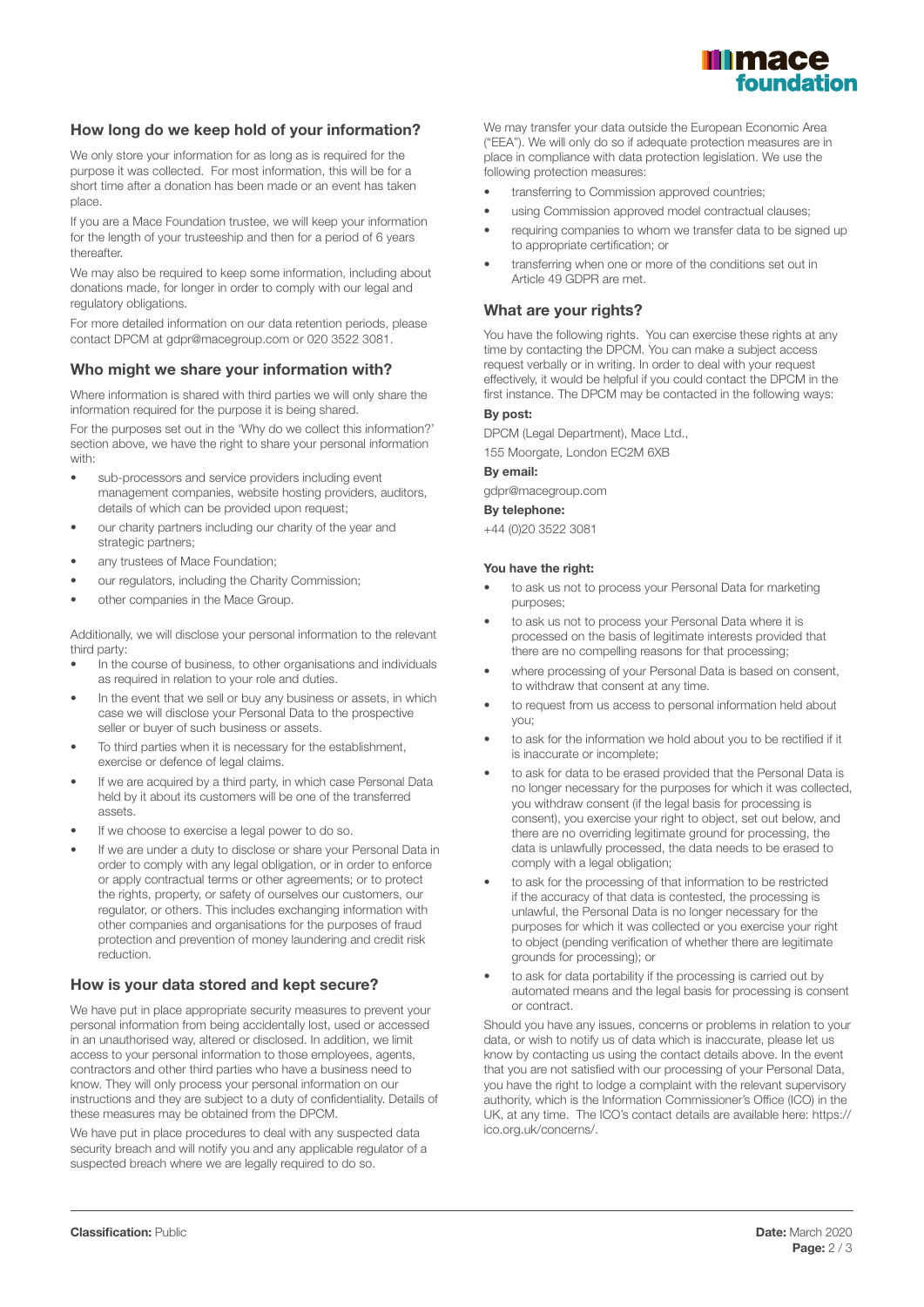## How long do we keep hold of your information?

We only store your information for as long as is required for the purpose it was collected. For most information, this will be for a short time after a donation has been made or an event has taken place.

If you are a Mace Foundation trustee, we will keep your information for the length of your trusteeship and then for a period of 6 years thereafter.

We may also be required to keep some information, including about donations made, for longer in order to comply with our legal and regulatory obligations.

For more detailed information on our data retention periods, please contact DPCM at gdpr@macegroup.com or 020 3522 3081.

## Who might we share your information with?

Where information is shared with third parties we will only share the information required for the purpose it is being shared.

For the purposes set out in the 'Why do we collect this information?' section above, we have the right to share your personal information with:

- sub-processors and service providers including event management companies, website hosting providers, auditors, details of which can be provided upon request;
- our charity partners including our charity of the year and strategic partners;
- any trustees of Mace Foundation;
- our regulators, including the Charity Commission;
- other companies in the Mace Group.

Additionally, we will disclose your personal information to the relevant third party:

- In the course of business, to other organisations and individuals as required in relation to your role and duties.
- In the event that we sell or buy any business or assets, in which case we will disclose your Personal Data to the prospective seller or buyer of such business or assets.
- To third parties when it is necessary for the establishment, exercise or defence of legal claims.
- If we are acquired by a third party, in which case Personal Data held by it about its customers will be one of the transferred assets.
- If we choose to exercise a legal power to do so.
- If we are under a duty to disclose or share your Personal Data in order to comply with any legal obligation, or in order to enforce or apply contractual terms or other agreements; or to protect the rights, property, or safety of ourselves our customers, our regulator, or others. This includes exchanging information with other companies and organisations for the purposes of fraud protection and prevention of money laundering and credit risk reduction.

## How is your data stored and kept secure?

We have put in place appropriate security measures to prevent your personal information from being accidentally lost, used or accessed in an unauthorised way, altered or disclosed. In addition, we limit access to your personal information to those employees, agents, contractors and other third parties who have a business need to know. They will only process your personal information on our instructions and they are subject to a duty of confidentiality. Details of these measures may be obtained from the DPCM.

We have put in place procedures to deal with any suspected data security breach and will notify you and any applicable regulator of a suspected breach where we are legally required to do so.

We may transfer your data outside the European Economic Area ("EEA"). We will only do so if adequate protection measures are in place in compliance with data protection legislation. We use the following protection measures:

- transferring to Commission approved countries;
- using Commission approved model contractual clauses;
- requiring companies to whom we transfer data to be signed up to appropriate certification; or
- transferring when one or more of the conditions set out in Article 49 GDPR are met.

## What are your rights?

You have the following rights. You can exercise these rights at any time by contacting the DPCM. You can make a subject access request verbally or in writing. In order to deal with your request effectively, it would be helpful if you could contact the DPCM in the first instance. The DPCM may be contacted in the following ways:

**By post:**

DPCM (Legal Department), Mace Ltd.,

155 Moorgate, London EC2M 6XB

**By email:**

gdpr@macegroup.com

**By telephone:**

+44 (0)20 3522 3081

**You have the right:**

- to ask us not to process your Personal Data for marketing purposes;
- to ask us not to process your Personal Data where it is processed on the basis of legitimate interests provided that there are no compelling reasons for that processing;
- where processing of your Personal Data is based on consent, to withdraw that consent at any time.
- to request from us access to personal information held about you;
- to ask for the information we hold about you to be rectified if it is inaccurate or incomplete;
- to ask for data to be erased provided that the Personal Data is no longer necessary for the purposes for which it was collected, you withdraw consent (if the legal basis for processing is consent), you exercise your right to object, set out below, and there are no overriding legitimate ground for processing, the data is unlawfully processed, the data needs to be erased to comply with a legal obligation;
- to ask for the processing of that information to be restricted if the accuracy of that data is contested, the processing is unlawful, the Personal Data is no longer necessary for the purposes for which it was collected or you exercise your right to object (pending verification of whether there are legitimate grounds for processing); or
- to ask for data portability if the processing is carried out by automated means and the legal basis for processing is consent or contract.

Should you have any issues, concerns or problems in relation to your data, or wish to notify us of data which is inaccurate, please let us know by contacting us using the contact details above. In the event that you are not satisfied with our processing of your Personal Data, you have the right to lodge a complaint with the relevant supervisory authority, which is the Information Commissioner's Office (ICO) in the UK, at any time. The ICO's contact details are available here: https://ico.org.uk/concerns/.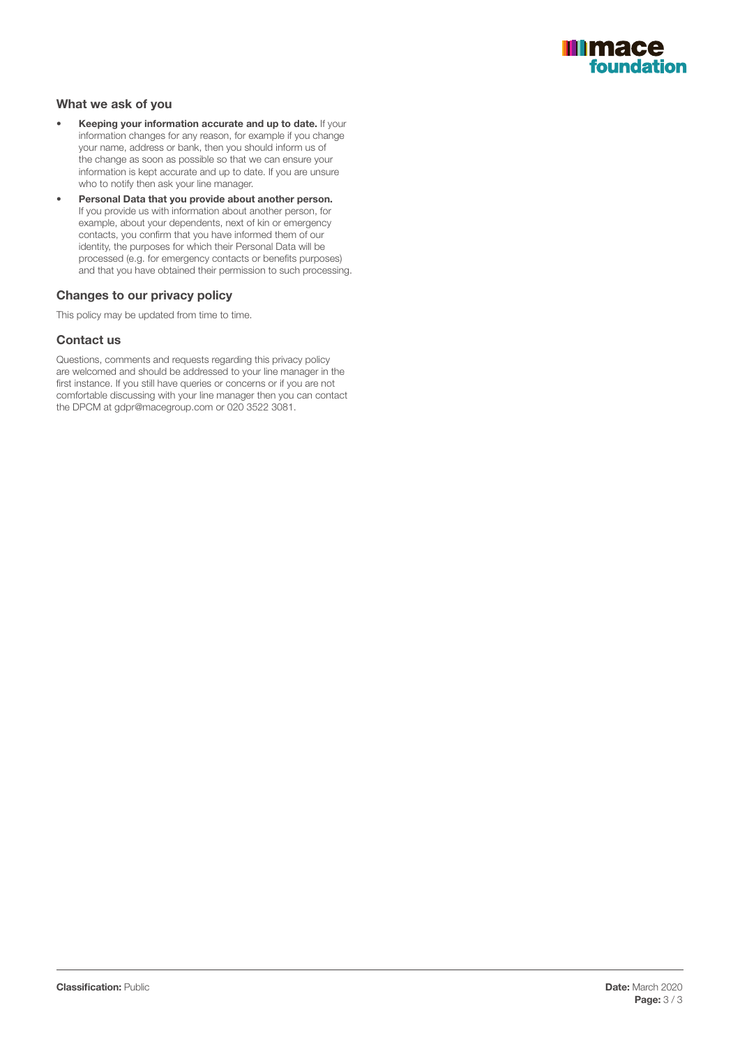## What we ask of you

- **Keeping your information accurate and up to date.** If your information changes for any reason, for example if you change your name, address or bank, then you should inform us of the change as soon as possible so that we can ensure your information is kept accurate and up to date. If you are unsure who to notify then ask your line manager.
- **Personal Data that you provide about another person.** If you provide us with information about another person, for example, about your dependents, next of kin or emergency contacts, you confirm that you have informed them of our identity, the purposes for which their Personal Data will be processed (e.g. for emergency contacts or benefits purposes) and that you have obtained their permission to such processing.

## Changes to our privacy policy

This policy may be updated from time to time.

## Contact us

Questions, comments and requests regarding this privacy policy are welcomed and should be addressed to your line manager in the first instance. If you still have queries or concerns or if you are not comfortable discussing with your line manager then you can contact the DPCM at gdpr@macegroup.com or 020 3522 3081.